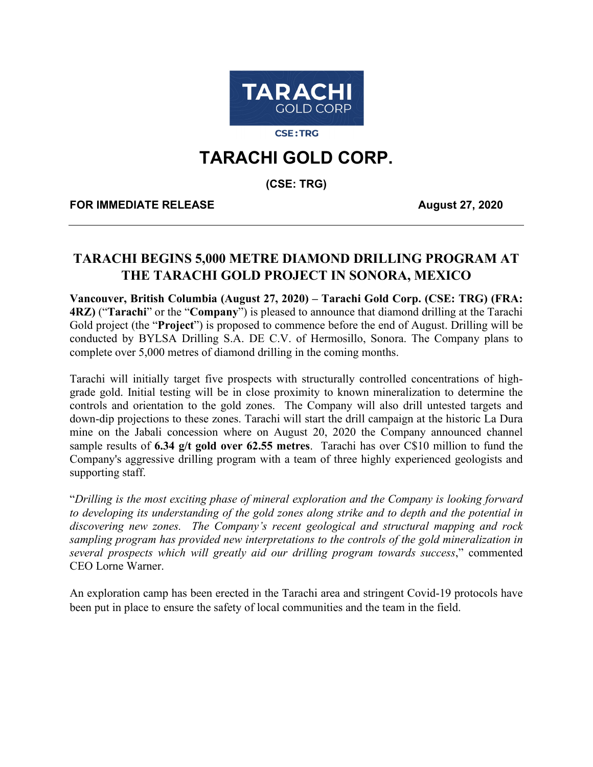# TARACHI GOLD CORP.

**(CSE: TRG)**

**FOR IMMEDIATE RELEASE** **August 27, 2020**

---

## TARACHI BEGINS 5,000 METRE DIAMOND DRILLING PROGRAM AT THE TARACHI GOLD PROJECT IN SONORA, MEXICO

**Vancouver, British Columbia (August 27, 2020) – Tarachi Gold Corp. (CSE: TRG) (FRA: 4RZ)** ("**Tarachi**" or the "**Company**") is pleased to announce that diamond drilling at the Tarachi Gold project (the "**Project**") is proposed to commence before the end of August. Drilling will be conducted by BYLSA Drilling S.A. DE C.V. of Hermosillo, Sonora. The Company plans to complete over 5,000 metres of diamond drilling in the coming months.

Tarachi will initially target five prospects with structurally controlled concentrations of high-grade gold. Initial testing will be in close proximity to known mineralization to determine the controls and orientation to the gold zones. The Company will also drill untested targets and down-dip projections to these zones. Tarachi will start the drill campaign at the historic La Dura mine on the Jabali concession where on August 20, 2020 the Company announced channel sample results of **6.34 g/t gold over 62.55 metres**. Tarachi has over C$10 million to fund the Company's aggressive drilling program with a team of three highly experienced geologists and supporting staff.

"*Drilling is the most exciting phase of mineral exploration and the Company is looking forward to developing its understanding of the gold zones along strike and to depth and the potential in discovering new zones. The Company's recent geological and structural mapping and rock sampling program has provided new interpretations to the controls of the gold mineralization in several prospects which will greatly aid our drilling program towards success*," commented CEO Lorne Warner.

An exploration camp has been erected in the Tarachi area and stringent Covid-19 protocols have been put in place to ensure the safety of local communities and the team in the field.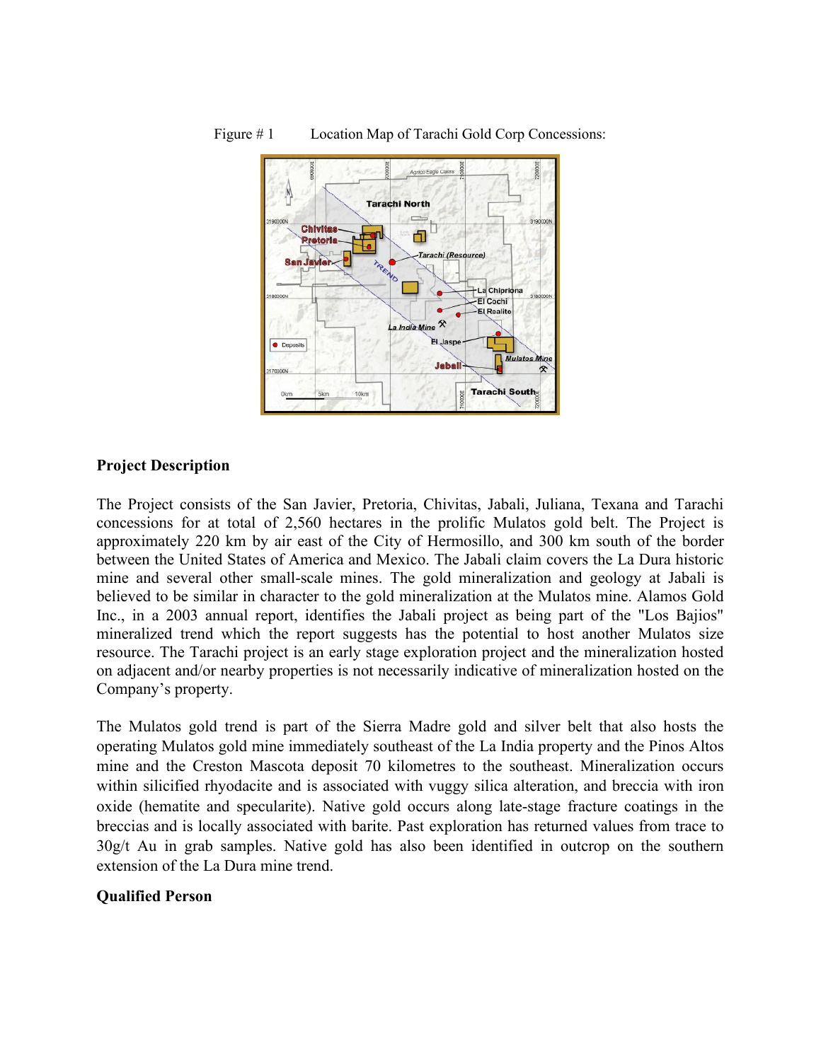Figure # 1 Location Map of Tarachi Gold Corp Concessions:

**Project Description**

The Project consists of the San Javier, Pretoria, Chivitas, Jabali, Juliana, Texana and Tarachi concessions for at total of 2,560 hectares in the prolific Mulatos gold belt. The Project is approximately 220 km by air east of the City of Hermosillo, and 300 km south of the border between the United States of America and Mexico. The Jabali claim covers the La Dura historic mine and several other small-scale mines. The gold mineralization and geology at Jabali is believed to be similar in character to the gold mineralization at the Mulatos mine. Alamos Gold Inc., in a 2003 annual report, identifies the Jabali project as being part of the "Los Bajios" mineralized trend which the report suggests has the potential to host another Mulatos size resource. The Tarachi project is an early stage exploration project and the mineralization hosted on adjacent and/or nearby properties is not necessarily indicative of mineralization hosted on the Company's property.

The Mulatos gold trend is part of the Sierra Madre gold and silver belt that also hosts the operating Mulatos gold mine immediately southeast of the La India property and the Pinos Altos mine and the Creston Mascota deposit 70 kilometres to the southeast. Mineralization occurs within silicified rhyodacite and is associated with vuggy silica alteration, and breccia with iron oxide (hematite and specularite). Native gold occurs along late-stage fracture coatings in the breccias and is locally associated with barite. Past exploration has returned values from trace to 30g/t Au in grab samples. Native gold has also been identified in outcrop on the southern extension of the La Dura mine trend.

**Qualified Person**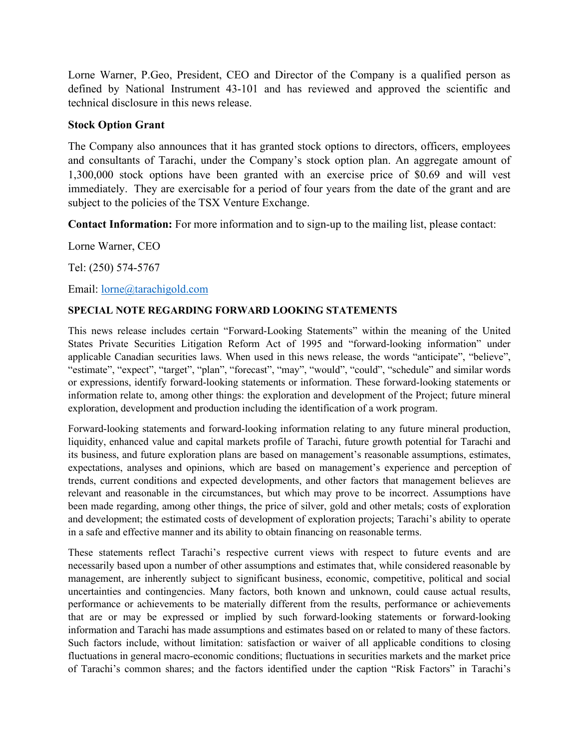Lorne Warner, P.Geo, President, CEO and Director of the Company is a qualified person as defined by National Instrument 43-101 and has reviewed and approved the scientific and technical disclosure in this news release.

**Stock Option Grant**

The Company also announces that it has granted stock options to directors, officers, employees and consultants of Tarachi, under the Company's stock option plan. An aggregate amount of 1,300,000 stock options have been granted with an exercise price of $0.69 and will vest immediately. They are exercisable for a period of four years from the date of the grant and are subject to the policies of the TSX Venture Exchange.

**Contact Information:** For more information and to sign-up to the mailing list, please contact:

Lorne Warner, CEO

Tel: (250) 574-5767

Email: lorne@tarachigold.com

**SPECIAL NOTE REGARDING FORWARD LOOKING STATEMENTS**

This news release includes certain "Forward-Looking Statements" within the meaning of the United States Private Securities Litigation Reform Act of 1995 and "forward-looking information" under applicable Canadian securities laws. When used in this news release, the words "anticipate", "believe", "estimate", "expect", "target", "plan", "forecast", "may", "would", "could", "schedule" and similar words or expressions, identify forward-looking statements or information. These forward-looking statements or information relate to, among other things: the exploration and development of the Project; future mineral exploration, development and production including the identification of a work program.

Forward-looking statements and forward-looking information relating to any future mineral production, liquidity, enhanced value and capital markets profile of Tarachi, future growth potential for Tarachi and its business, and future exploration plans are based on management's reasonable assumptions, estimates, expectations, analyses and opinions, which are based on management's experience and perception of trends, current conditions and expected developments, and other factors that management believes are relevant and reasonable in the circumstances, but which may prove to be incorrect. Assumptions have been made regarding, among other things, the price of silver, gold and other metals; costs of exploration and development; the estimated costs of development of exploration projects; Tarachi's ability to operate in a safe and effective manner and its ability to obtain financing on reasonable terms.

These statements reflect Tarachi's respective current views with respect to future events and are necessarily based upon a number of other assumptions and estimates that, while considered reasonable by management, are inherently subject to significant business, economic, competitive, political and social uncertainties and contingencies. Many factors, both known and unknown, could cause actual results, performance or achievements to be materially different from the results, performance or achievements that are or may be expressed or implied by such forward-looking statements or forward-looking information and Tarachi has made assumptions and estimates based on or related to many of these factors. Such factors include, without limitation: satisfaction or waiver of all applicable conditions to closing fluctuations in general macro-economic conditions; fluctuations in securities markets and the market price of Tarachi's common shares; and the factors identified under the caption "Risk Factors" in Tarachi's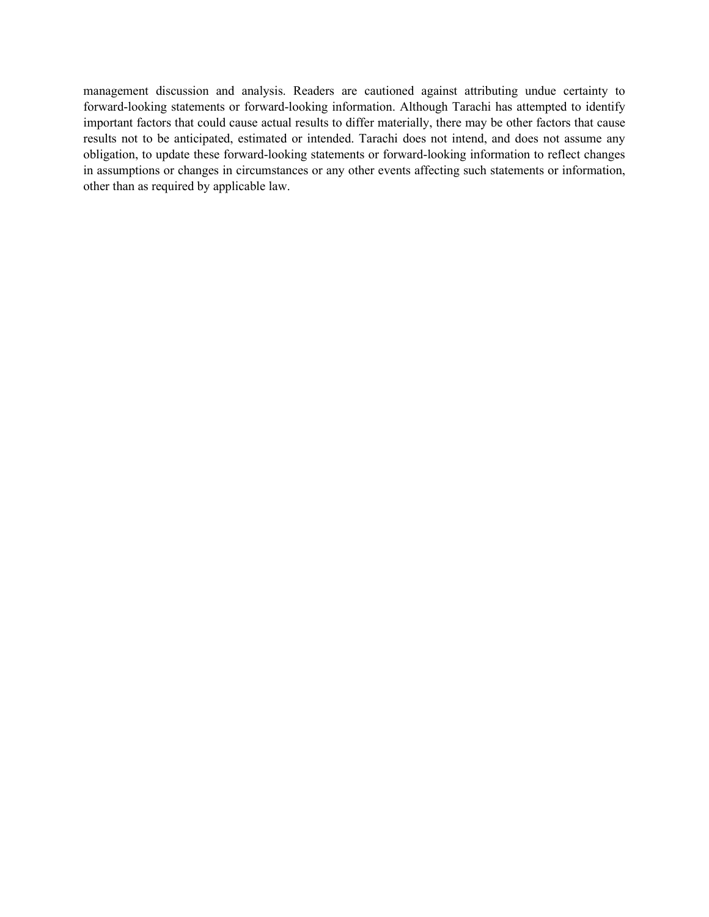management discussion and analysis. Readers are cautioned against attributing undue certainty to forward-looking statements or forward-looking information. Although Tarachi has attempted to identify important factors that could cause actual results to differ materially, there may be other factors that cause results not to be anticipated, estimated or intended. Tarachi does not intend, and does not assume any obligation, to update these forward-looking statements or forward-looking information to reflect changes in assumptions or changes in circumstances or any other events affecting such statements or information, other than as required by applicable law.